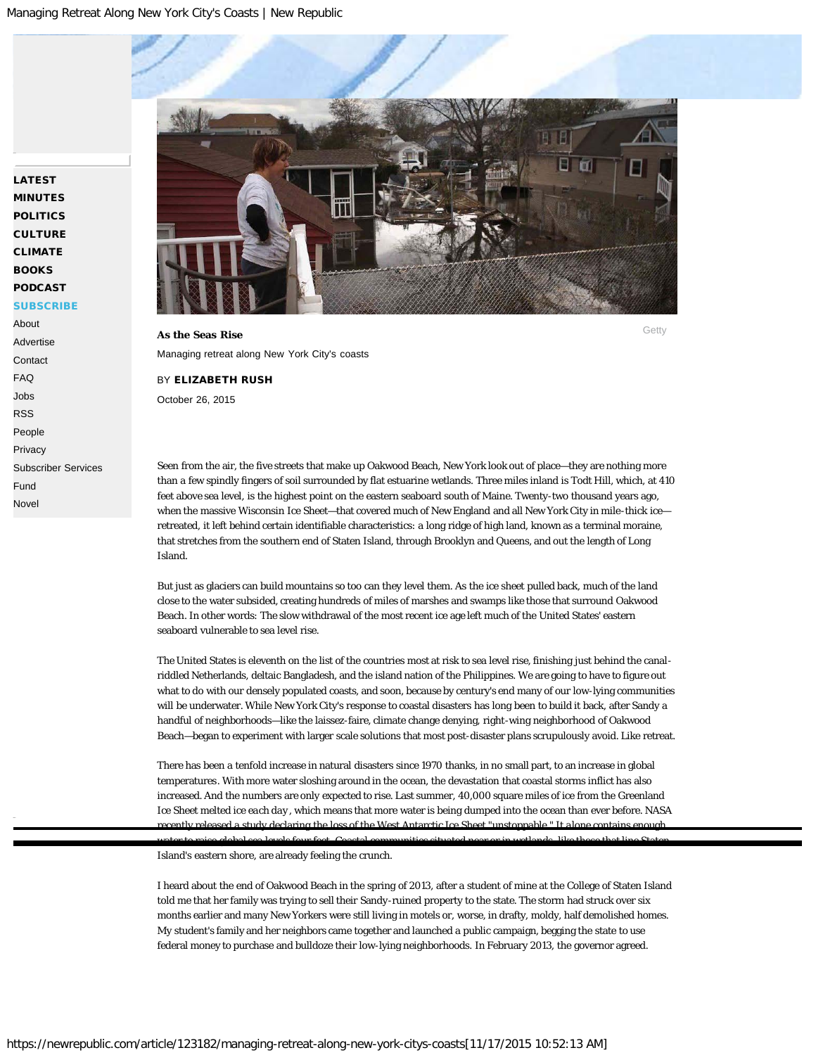# As the Seas Rise

Managing retreat along New York City's coasts

BY **ELIZABETH RUSH**

October 26, 2015

Seen from the air, the five streets that make up Oakwood Beach, New York look out of place—they are nothing more than a few spindly fingers of soil surrounded by flat estuarine wetlands. Three miles inland is Todt Hill, which, at 410 feet above sea level, is the highest point on the eastern seaboard south of Maine. Twenty-two thousand years ago, when the massive Wisconsin Ice Sheet—that covered much of New England and all New York City in mile-thick ice—retreated, it left behind certain identifiable characteristics: a long ridge of high land, known as a terminal moraine, that stretches from the southern end of Staten Island, through Brooklyn and Queens, and out the length of Long Island.

But just as glaciers can build mountains so too can they level them. As the ice sheet pulled back, much of the land close to the water subsided, creating hundreds of miles of marshes and swamps like those that surround Oakwood Beach. In other words: The slow withdrawal of the most recent ice age left much of the United States' eastern seaboard vulnerable to sea level rise.

The United States is eleventh on the list of the countries most at risk to sea level rise, finishing just behind the canal-riddled Netherlands, deltaic Bangladesh, and the island nation of the Philippines. We are going to have to figure out what to do with our densely populated coasts, and soon, because by century's end many of our low-lying communities will be underwater. While New York City's response to coastal disasters has long been to build it back, after Sandy a handful of neighborhoods—like the laissez-faire, climate change denying, right-wing neighborhood of Oakwood Beach—began to experiment with larger scale solutions that most post-disaster plans scrupulously avoid. Like retreat.

There has been a tenfold increase in natural disasters since 1970 thanks, in no small part, to an increase in global temperatures. With more water sloshing around in the ocean, the devastation that coastal storms inflict has also increased. And the numbers are only expected to rise. Last summer, 40,000 square miles of ice from the Greenland Ice Sheet melted ice each day, which means that more water is being dumped into the ocean than ever before. NASA recently released a study declaring the loss of the West Antarctic Ice Sheet "unstoppable." It alone contains enough water to raise global sea levels four feet. Coastal communities situated near or in wetlands, like those that line Staten Island's eastern shore, are already feeling the crunch.

I heard about the end of Oakwood Beach in the spring of 2013, after a student of mine at the College of Staten Island told me that her family was trying to sell their Sandy-ruined property to the state. The storm had struck over six months earlier and many New Yorkers were still living in motels or, worse, in drafty, moldy, half demolished homes. My student's family and her neighbors came together and launched a public campaign, begging the state to use federal money to purchase and bulldoze their low-lying neighborhoods. In February 2013, the governor agreed.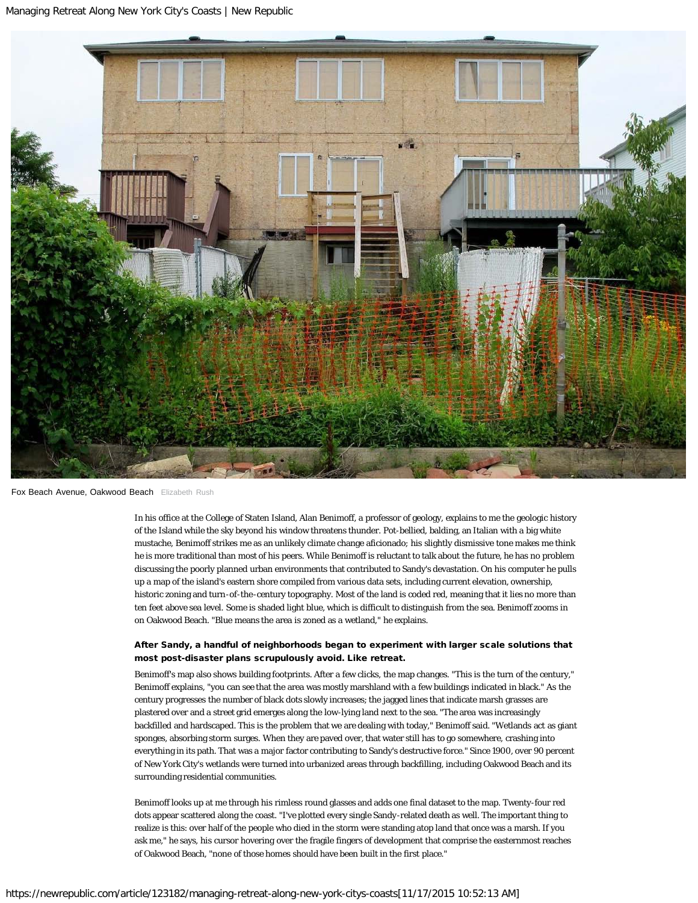Fox Beach Avenue, Oakwood Beach Elizabeth Rush

In his office at the College of Staten Island, Alan Benimoff, a professor of geology, explains to me the geologic history of the Island while the sky beyond his window threatens thunder. Pot-bellied, balding, an Italian with a big white mustache, Benimoff strikes me as an unlikely climate change aficionado; his slightly dismissive tone makes me think he is more traditional than most of his peers. While Benimoff is reluctant to talk about the future, he has no problem discussing the poorly planned urban environments that contributed to Sandy's devastation. On his computer he pulls up a map of the island's eastern shore compiled from various data sets, including current elevation, ownership, historic zoning and turn-of-the-century topography. Most of the land is coded red, meaning that it lies no more than ten feet above sea level. Some is shaded light blue, which is difficult to distinguish from the sea. Benimoff zooms in on Oakwood Beach. "Blue means the area is zoned as a wetland," he explains.

**After Sandy, a handful of neighborhoods began to experiment with larger scale solutions that most post-disaster plans scrupulously avoid. Like retreat.**

Benimoff's map also shows building footprints. After a few clicks, the map changes. "This is the turn of the century," Benimoff explains, "you can see that the area was mostly marshland with a few buildings indicated in black." As the century progresses the number of black dots slowly increases; the jagged lines that indicate marsh grasses are plastered over and a street grid emerges along the low-lying land next to the sea. "The area was increasingly backfilled and hardscaped. This is the problem that we are dealing with today," Benimoff said. "Wetlands act as giant sponges, absorbing storm surges. When they are paved over, that water still has to go somewhere, crashing into everything in its path. That was a major factor contributing to Sandy's destructive force." Since 1900, over 90 percent of New York City's wetlands were turned into urbanized areas through backfilling, including Oakwood Beach and its surrounding residential communities.

Benimoff looks up at me through his rimless round glasses and adds one final dataset to the map. Twenty-four red dots appear scattered along the coast. "I've plotted every single Sandy-related death as well. The important thing to realize is this: over half of the people who died in the storm were standing atop land that once was a marsh. If you ask me," he says, his cursor hovering over the fragile fingers of development that comprise the easternmost reaches of Oakwood Beach, "none of those homes should have been built in the first place."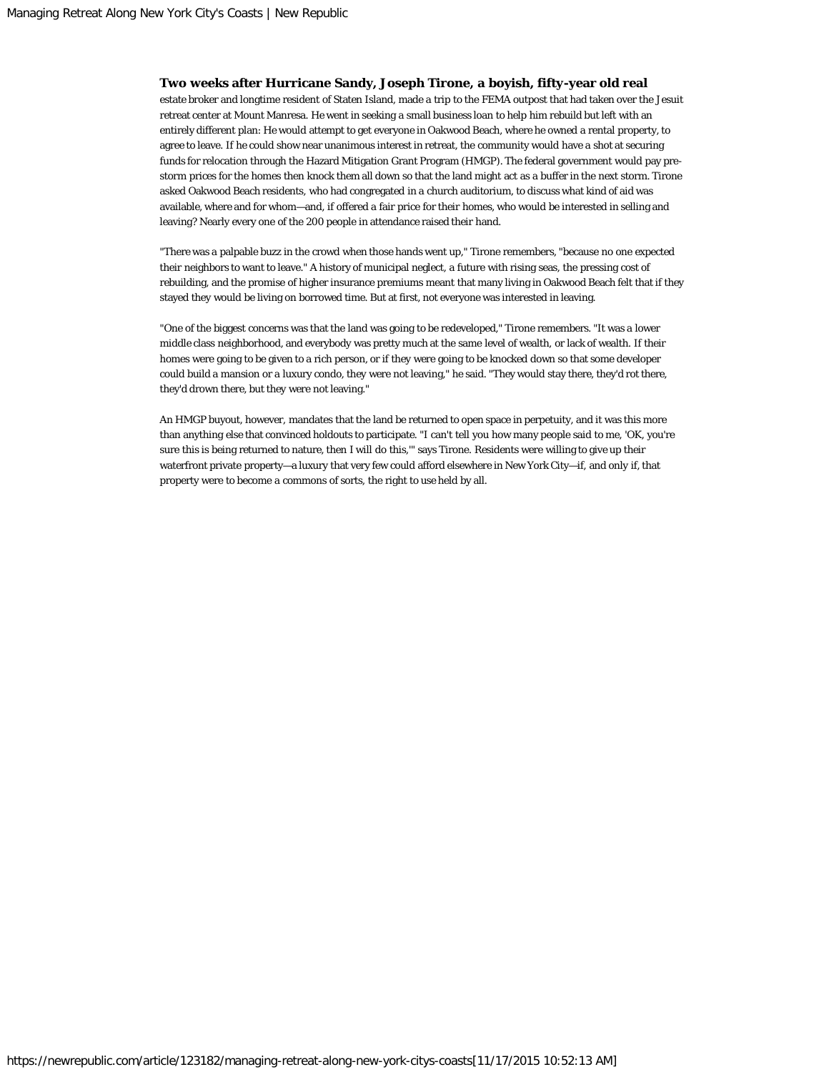**Two weeks after Hurricane Sandy, Joseph Tirone, a boyish, fifty-year old real** estate broker and longtime resident of Staten Island, made a trip to the FEMA outpost that had taken over the Jesuit retreat center at Mount Manresa. He went in seeking a small business loan to help him rebuild but left with an entirely different plan: He would attempt to get everyone in Oakwood Beach, where he owned a rental property, to agree to leave. If he could show near unanimous interest in retreat, the community would have a shot at securing funds for relocation through the Hazard Mitigation Grant Program (HMGP). The federal government would pay pre-storm prices for the homes then knock them all down so that the land might act as a buffer in the next storm. Tirone asked Oakwood Beach residents, who had congregated in a church auditorium, to discuss what kind of aid was available, where and for whom—and, if offered a fair price for their homes, who would be interested in selling and leaving? Nearly every one of the 200 people in attendance raised their hand.

"There was a palpable buzz in the crowd when those hands went up," Tirone remembers, "because no one expected their neighbors to want to leave." A history of municipal neglect, a future with rising seas, the pressing cost of rebuilding, and the promise of higher insurance premiums meant that many living in Oakwood Beach felt that if they stayed they would be living on borrowed time. But at first, not everyone was interested in leaving.

"One of the biggest concerns was that the land was going to be redeveloped," Tirone remembers. "It was a lower middle class neighborhood, and everybody was pretty much at the same level of wealth, or lack of wealth. If their homes were going to be given to a rich person, or if they were going to be knocked down so that some developer could build a mansion or a luxury condo, they were not leaving," he said. "They would stay there, they'd rot there, they'd drown there, but they were not leaving."

An HMGP buyout, however, mandates that the land be returned to open space in perpetuity, and it was this more than anything else that convinced holdouts to participate. "I can't tell you how many people said to me, 'OK, you're sure this is being returned to nature, then I will do this,'" says Tirone. Residents were willing to give up their waterfront private property—a luxury that very few could afford elsewhere in New York City—if, and only if, that property were to become a commons of sorts, the right to use held by all.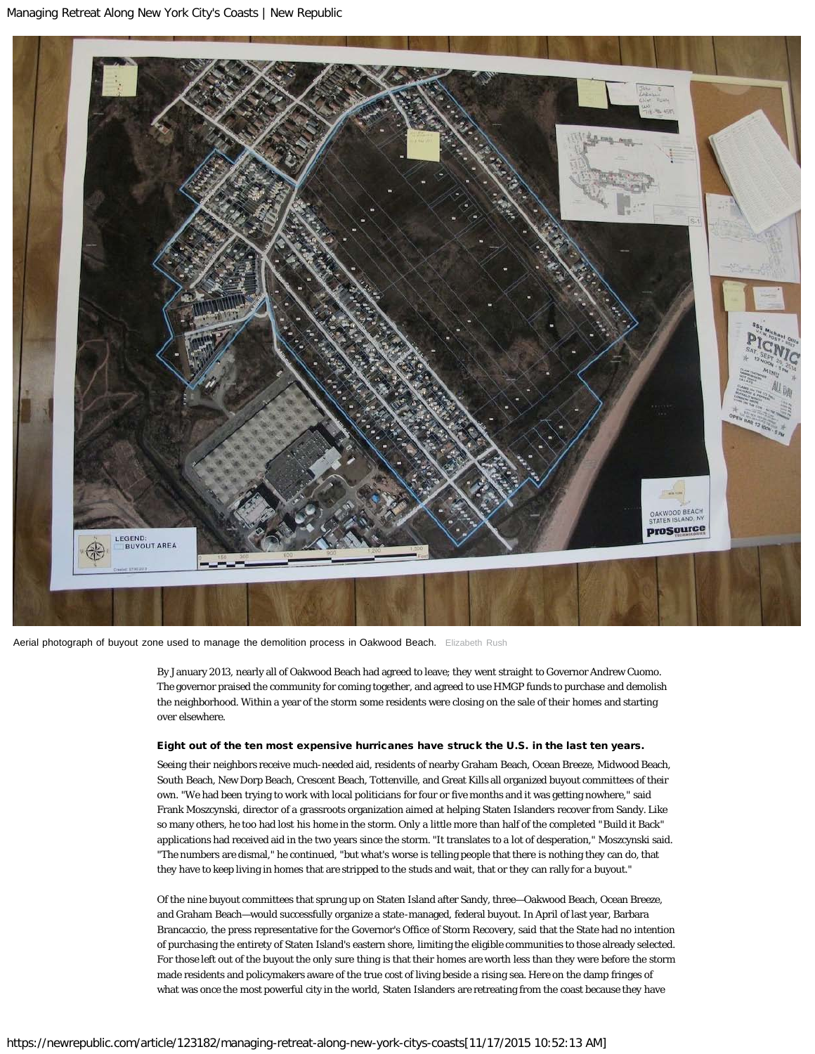Aerial photograph of buyout zone used to manage the demolition process in Oakwood Beach. Elizabeth Rush

By January 2013, nearly all of Oakwood Beach had agreed to leave; they went straight to Governor Andrew Cuomo. The governor praised the community for coming together, and agreed to use HMGP funds to purchase and demolish the neighborhood. Within a year of the storm some residents were closing on the sale of their homes and starting over elsewhere.

**Eight out of the ten most expensive hurricanes have struck the U.S. in the last ten years.**

Seeing their neighbors receive much-needed aid, residents of nearby Graham Beach, Ocean Breeze, Midwood Beach, South Beach, New Dorp Beach, Crescent Beach, Tottenville, and Great Kills all organized buyout committees of their own. "We had been trying to work with local politicians for four or five months and it was getting nowhere," said Frank Moszcynski, director of a grassroots organization aimed at helping Staten Islanders recover from Sandy. Like so many others, he too had lost his home in the storm. Only a little more than half of the completed "Build it Back" applications had received aid in the two years since the storm. "It translates to a lot of desperation," Moszcynski said. "The numbers are dismal," he continued, "but what's worse is telling people that there is nothing they can do, that they have to keep living in homes that are stripped to the studs and wait, that or they can rally for a buyout."

Of the nine buyout committees that sprung up on Staten Island after Sandy, three—Oakwood Beach, Ocean Breeze, and Graham Beach—would successfully organize a state-managed, federal buyout. In April of last year, Barbara Brancaccio, the press representative for the Governor's Office of Storm Recovery, said that the State had no intention of purchasing the entirety of Staten Island's eastern shore, limiting the eligible communities to those already selected. For those left out of the buyout the only sure thing is that their homes are worth less than they were before the storm made residents and policymakers aware of the true cost of living beside a rising sea. Here on the damp fringes of what was once the most powerful city in the world, Staten Islanders are retreating from the coast because they have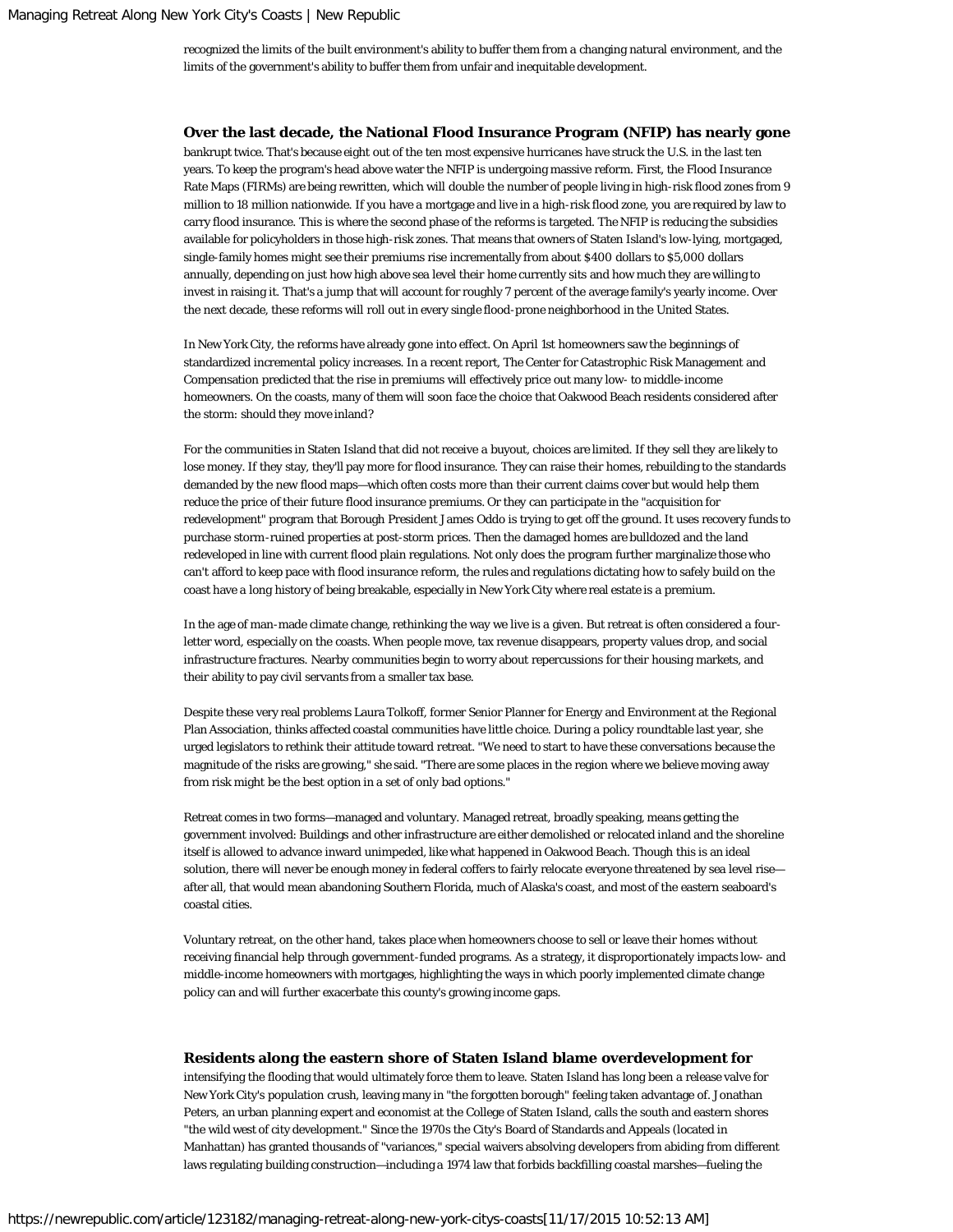recognized the limits of the built environment's ability to buffer them from a changing natural environment, and the limits of the government's ability to buffer them from unfair and inequitable development.

**Over the last decade, the National Flood Insurance Program (NFIP) has nearly gone** bankrupt twice. That's because eight out of the ten most expensive hurricanes have struck the U.S. in the last ten years. To keep the program's head above water the NFIP is undergoing massive reform. First, the Flood Insurance Rate Maps (FIRMs) are being rewritten, which will double the number of people living in high-risk flood zones from 9 million to 18 million nationwide. If you have a mortgage and live in a high-risk flood zone, you are required by law to carry flood insurance. This is where the second phase of the reforms is targeted. The NFIP is reducing the subsidies available for policyholders in those high-risk zones. That means that owners of Staten Island's low-lying, mortgaged, single-family homes might see their premiums rise incrementally from about $400 dollars to $5,000 dollars annually, depending on just how high above sea level their home currently sits and how much they are willing to invest in raising it. That's a jump that will account for roughly 7 percent of the average family's yearly income. Over the next decade, these reforms will roll out in every single flood-prone neighborhood in the United States.

In New York City, the reforms have already gone into effect. On April 1st homeowners saw the beginnings of standardized incremental policy increases. In a recent report, The Center for Catastrophic Risk Management and Compensation predicted that the rise in premiums will effectively price out many low- to middle-income homeowners. On the coasts, many of them will soon face the choice that Oakwood Beach residents considered after the storm: should they move inland?

For the communities in Staten Island that did not receive a buyout, choices are limited. If they sell they are likely to lose money. If they stay, they'll pay more for flood insurance. They can raise their homes, rebuilding to the standards demanded by the new flood maps—which often costs more than their current claims cover but would help them reduce the price of their future flood insurance premiums. Or they can participate in the "acquisition for redevelopment" program that Borough President James Oddo is trying to get off the ground. It uses recovery funds to purchase storm-ruined properties at post-storm prices. Then the damaged homes are bulldozed and the land redeveloped in line with current flood plain regulations. Not only does the program further marginalize those who can't afford to keep pace with flood insurance reform, the rules and regulations dictating how to safely build on the coast have a long history of being breakable, especially in New York City where real estate is a premium.

In the age of man-made climate change, rethinking the way we live is a given. But retreat is often considered a four-letter word, especially on the coasts. When people move, tax revenue disappears, property values drop, and social infrastructure fractures. Nearby communities begin to worry about repercussions for their housing markets, and their ability to pay civil servants from a smaller tax base.

Despite these very real problems Laura Tolkoff, former Senior Planner for Energy and Environment at the Regional Plan Association, thinks affected coastal communities have little choice. During a policy roundtable last year, she urged legislators to rethink their attitude toward retreat. "We need to start to have these conversations because the magnitude of the risks are growing," she said. "There are some places in the region where we believe moving away from risk might be the best option in a set of only bad options."

Retreat comes in two forms—managed and voluntary. Managed retreat, broadly speaking, means getting the government involved: Buildings and other infrastructure are either demolished or relocated inland and the shoreline itself is allowed to advance inward unimpeded, like what happened in Oakwood Beach. Though this is an ideal solution, there will never be enough money in federal coffers to fairly relocate everyone threatened by sea level rise—after all, that would mean abandoning Southern Florida, much of Alaska's coast, and most of the eastern seaboard's coastal cities.

Voluntary retreat, on the other hand, takes place when homeowners choose to sell or leave their homes without receiving financial help through government-funded programs. As a strategy, it disproportionately impacts low- and middle-income homeowners with mortgages, highlighting the ways in which poorly implemented climate change policy can and will further exacerbate this county's growing income gaps.

**Residents along the eastern shore of Staten Island blame overdevelopment for** intensifying the flooding that would ultimately force them to leave. Staten Island has long been a release valve for New York City's population crush, leaving many in "the forgotten borough" feeling taken advantage of. Jonathan Peters, an urban planning expert and economist at the College of Staten Island, calls the south and eastern shores "the wild west of city development." Since the 1970s the City's Board of Standards and Appeals (located in Manhattan) has granted thousands of "variances," special waivers absolving developers from abiding from different laws regulating building construction—including a 1974 law that forbids backfilling coastal marshes—fueling the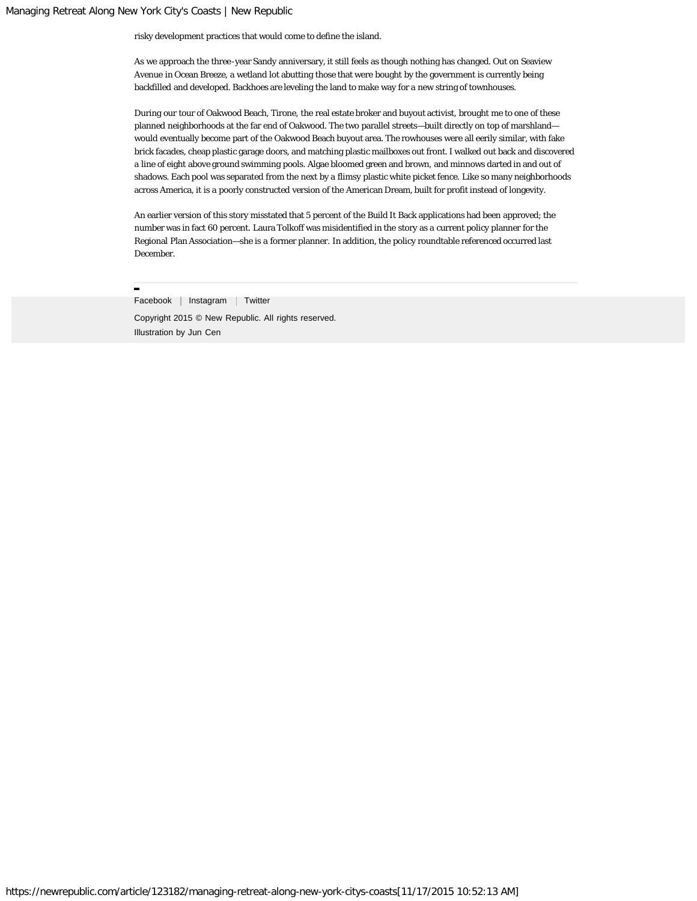risky development practices that would come to define the island.

As we approach the three-year Sandy anniversary, it still feels as though nothing has changed. Out on Seaview Avenue in Ocean Breeze, a wetland lot abutting those that were bought by the government is currently being backfilled and developed. Backhoes are leveling the land to make way for a new string of townhouses.

During our tour of Oakwood Beach, Tirone, the real estate broker and buyout activist, brought me to one of these planned neighborhoods at the far end of Oakwood. The two parallel streets—built directly on top of marshland—would eventually become part of the Oakwood Beach buyout area. The rowhouses were all eerily similar, with fake brick facades, cheap plastic garage doors, and matching plastic mailboxes out front. I walked out back and discovered a line of eight above ground swimming pools. Algae bloomed green and brown, and minnows darted in and out of shadows. Each pool was separated from the next by a flimsy plastic white picket fence. Like so many neighborhoods across America, it is a poorly constructed version of the American Dream, built for profit instead of longevity.

An earlier version of this story misstated that 5 percent of the Build It Back applications had been approved; the number was in fact 60 percent. Laura Tolkoff was misidentified in the story as a current policy planner for the Regional Plan Association—she is a former planner. In addition, the policy roundtable referenced occurred last December.

Facebook | Instagram | Twitter

Copyright 2015 © New Republic. All rights reserved.

Illustration by Jun Cen